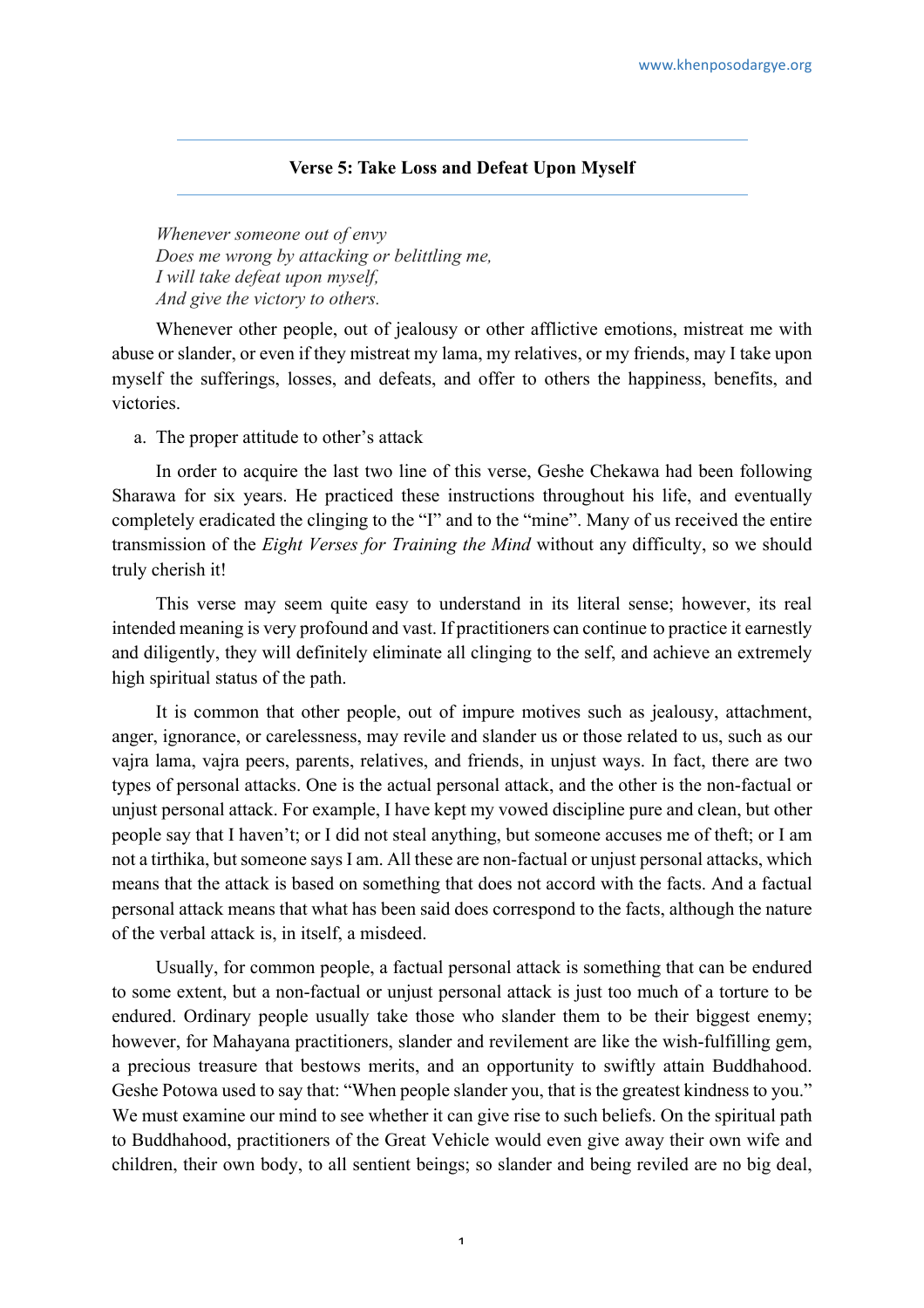## Verse 5: Take Loss and Defeat Upon Myself

*Whenever someone out of envy*
*Does me wrong by attacking or belittling me,*
*I will take defeat upon myself,*
*And give the victory to others.*

Whenever other people, out of jealousy or other afflictive emotions, mistreat me with abuse or slander, or even if they mistreat my lama, my relatives, or my friends, may I take upon myself the sufferings, losses, and defeats, and offer to others the happiness, benefits, and victories.

a. The proper attitude to other's attack

In order to acquire the last two line of this verse, Geshe Chekawa had been following Sharawa for six years. He practiced these instructions throughout his life, and eventually completely eradicated the clinging to the "I" and to the "mine". Many of us received the entire transmission of the *Eight Verses for Training the Mind* without any difficulty, so we should truly cherish it!

This verse may seem quite easy to understand in its literal sense; however, its real intended meaning is very profound and vast. If practitioners can continue to practice it earnestly and diligently, they will definitely eliminate all clinging to the self, and achieve an extremely high spiritual status of the path.

It is common that other people, out of impure motives such as jealousy, attachment, anger, ignorance, or carelessness, may revile and slander us or those related to us, such as our vajra lama, vajra peers, parents, relatives, and friends, in unjust ways. In fact, there are two types of personal attacks. One is the actual personal attack, and the other is the non-factual or unjust personal attack. For example, I have kept my vowed discipline pure and clean, but other people say that I haven't; or I did not steal anything, but someone accuses me of theft; or I am not a tirthika, but someone says I am. All these are non-factual or unjust personal attacks, which means that the attack is based on something that does not accord with the facts. And a factual personal attack means that what has been said does correspond to the facts, although the nature of the verbal attack is, in itself, a misdeed.

Usually, for common people, a factual personal attack is something that can be endured to some extent, but a non-factual or unjust personal attack is just too much of a torture to be endured. Ordinary people usually take those who slander them to be their biggest enemy; however, for Mahayana practitioners, slander and revilement are like the wish-fulfilling gem, a precious treasure that bestows merits, and an opportunity to swiftly attain Buddhahood. Geshe Potowa used to say that: "When people slander you, that is the greatest kindness to you." We must examine our mind to see whether it can give rise to such beliefs. On the spiritual path to Buddhahood, practitioners of the Great Vehicle would even give away their own wife and children, their own body, to all sentient beings; so slander and being reviled are no big deal,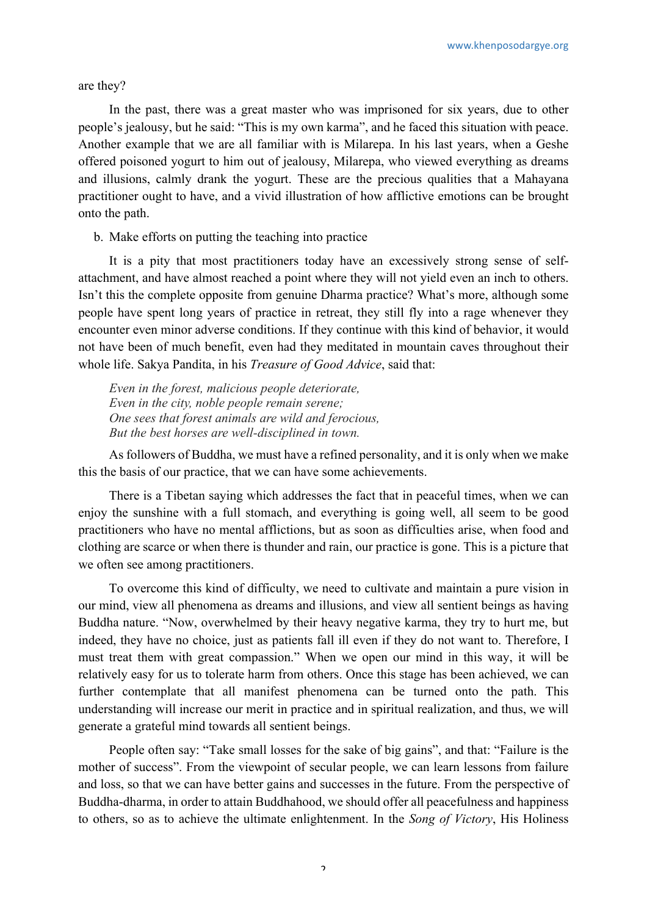are they?

In the past, there was a great master who was imprisoned for six years, due to other people's jealousy, but he said: "This is my own karma", and he faced this situation with peace. Another example that we are all familiar with is Milarepa. In his last years, when a Geshe offered poisoned yogurt to him out of jealousy, Milarepa, who viewed everything as dreams and illusions, calmly drank the yogurt. These are the precious qualities that a Mahayana practitioner ought to have, and a vivid illustration of how afflictive emotions can be brought onto the path.

b. Make efforts on putting the teaching into practice

It is a pity that most practitioners today have an excessively strong sense of self-attachment, and have almost reached a point where they will not yield even an inch to others. Isn't this the complete opposite from genuine Dharma practice? What's more, although some people have spent long years of practice in retreat, they still fly into a rage whenever they encounter even minor adverse conditions. If they continue with this kind of behavior, it would not have been of much benefit, even had they meditated in mountain caves throughout their whole life. Sakya Pandita, in his *Treasure of Good Advice*, said that:

*Even in the forest, malicious people deteriorate,*
*Even in the city, noble people remain serene;*
*One sees that forest animals are wild and ferocious,*
*But the best horses are well-disciplined in town.*

As followers of Buddha, we must have a refined personality, and it is only when we make this the basis of our practice, that we can have some achievements.

There is a Tibetan saying which addresses the fact that in peaceful times, when we can enjoy the sunshine with a full stomach, and everything is going well, all seem to be good practitioners who have no mental afflictions, but as soon as difficulties arise, when food and clothing are scarce or when there is thunder and rain, our practice is gone. This is a picture that we often see among practitioners.

To overcome this kind of difficulty, we need to cultivate and maintain a pure vision in our mind, view all phenomena as dreams and illusions, and view all sentient beings as having Buddha nature. "Now, overwhelmed by their heavy negative karma, they try to hurt me, but indeed, they have no choice, just as patients fall ill even if they do not want to. Therefore, I must treat them with great compassion." When we open our mind in this way, it will be relatively easy for us to tolerate harm from others. Once this stage has been achieved, we can further contemplate that all manifest phenomena can be turned onto the path. This understanding will increase our merit in practice and in spiritual realization, and thus, we will generate a grateful mind towards all sentient beings.

People often say: "Take small losses for the sake of big gains", and that: "Failure is the mother of success". From the viewpoint of secular people, we can learn lessons from failure and loss, so that we can have better gains and successes in the future. From the perspective of Buddha-dharma, in order to attain Buddhahood, we should offer all peacefulness and happiness to others, so as to achieve the ultimate enlightenment. In the *Song of Victory*, His Holiness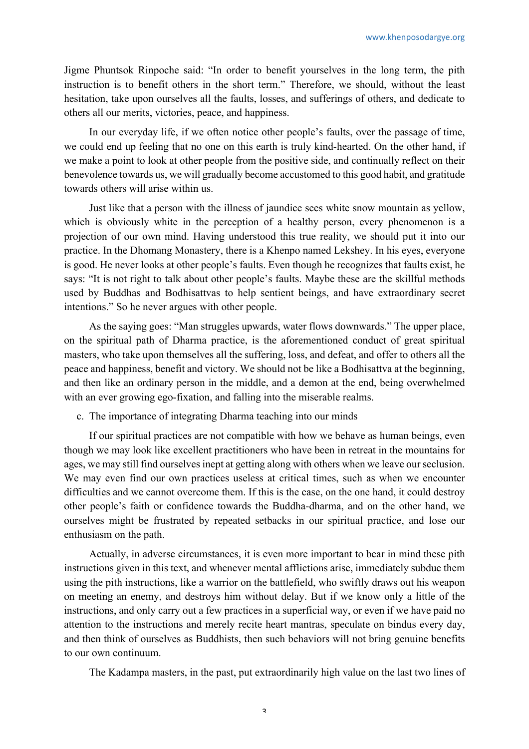Jigme Phuntsok Rinpoche said: "In order to benefit yourselves in the long term, the pith instruction is to benefit others in the short term." Therefore, we should, without the least hesitation, take upon ourselves all the faults, losses, and sufferings of others, and dedicate to others all our merits, victories, peace, and happiness.

In our everyday life, if we often notice other people's faults, over the passage of time, we could end up feeling that no one on this earth is truly kind-hearted. On the other hand, if we make a point to look at other people from the positive side, and continually reflect on their benevolence towards us, we will gradually become accustomed to this good habit, and gratitude towards others will arise within us.

Just like that a person with the illness of jaundice sees white snow mountain as yellow, which is obviously white in the perception of a healthy person, every phenomenon is a projection of our own mind. Having understood this true reality, we should put it into our practice. In the Dhomang Monastery, there is a Khenpo named Lekshey. In his eyes, everyone is good. He never looks at other people's faults. Even though he recognizes that faults exist, he says: "It is not right to talk about other people's faults. Maybe these are the skillful methods used by Buddhas and Bodhisattvas to help sentient beings, and have extraordinary secret intentions." So he never argues with other people.

As the saying goes: "Man struggles upwards, water flows downwards." The upper place, on the spiritual path of Dharma practice, is the aforementioned conduct of great spiritual masters, who take upon themselves all the suffering, loss, and defeat, and offer to others all the peace and happiness, benefit and victory. We should not be like a Bodhisattva at the beginning, and then like an ordinary person in the middle, and a demon at the end, being overwhelmed with an ever growing ego-fixation, and falling into the miserable realms.

c. The importance of integrating Dharma teaching into our minds

If our spiritual practices are not compatible with how we behave as human beings, even though we may look like excellent practitioners who have been in retreat in the mountains for ages, we may still find ourselves inept at getting along with others when we leave our seclusion. We may even find our own practices useless at critical times, such as when we encounter difficulties and we cannot overcome them. If this is the case, on the one hand, it could destroy other people's faith or confidence towards the Buddha-dharma, and on the other hand, we ourselves might be frustrated by repeated setbacks in our spiritual practice, and lose our enthusiasm on the path.

Actually, in adverse circumstances, it is even more important to bear in mind these pith instructions given in this text, and whenever mental afflictions arise, immediately subdue them using the pith instructions, like a warrior on the battlefield, who swiftly draws out his weapon on meeting an enemy, and destroys him without delay. But if we know only a little of the instructions, and only carry out a few practices in a superficial way, or even if we have paid no attention to the instructions and merely recite heart mantras, speculate on bindus every day, and then think of ourselves as Buddhists, then such behaviors will not bring genuine benefits to our own continuum.

The Kadampa masters, in the past, put extraordinarily high value on the last two lines of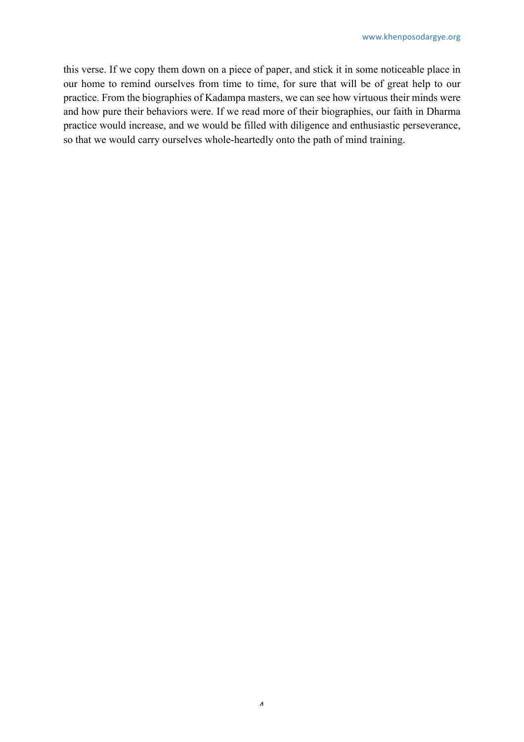this verse. If we copy them down on a piece of paper, and stick it in some noticeable place in our home to remind ourselves from time to time, for sure that will be of great help to our practice. From the biographies of Kadampa masters, we can see how virtuous their minds were and how pure their behaviors were. If we read more of their biographies, our faith in Dharma practice would increase, and we would be filled with diligence and enthusiastic perseverance, so that we would carry ourselves whole-heartedly onto the path of mind training.